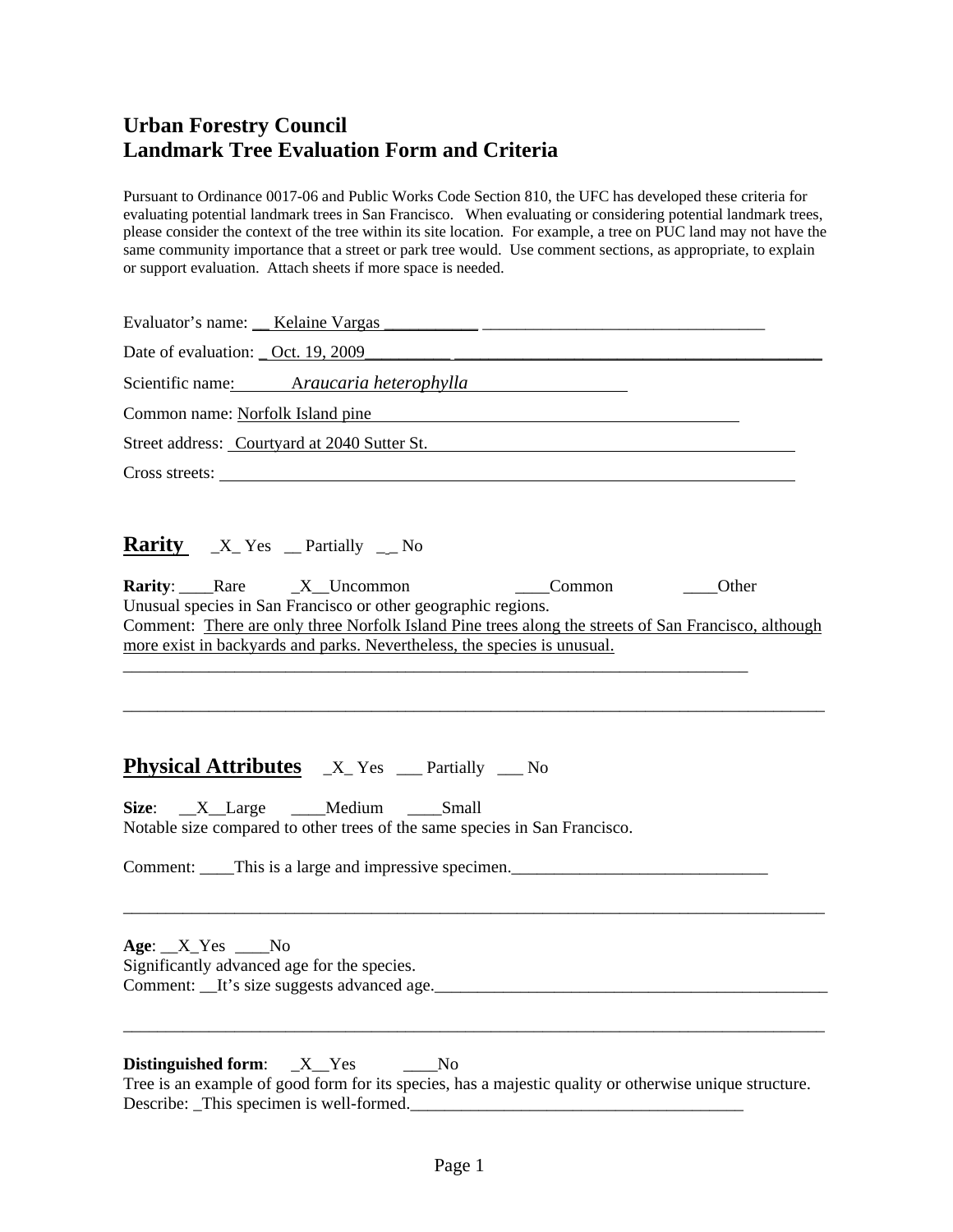# Urban Forestry Council
# Landmark Tree Evaluation Form and Criteria

Pursuant to Ordinance 0017-06 and Public Works Code Section 810, the UFC has developed these criteria for evaluating potential landmark trees in San Francisco. When evaluating or considering potential landmark trees, please consider the context of the tree within its site location. For example, a tree on PUC land may not have the same community importance that a street or park tree would. Use comment sections, as appropriate, to explain or support evaluation. Attach sheets if more space is needed.

Evaluator's name: Kelaine Vargas

Date of evaluation: Oct. 19, 2009

Scientific name: *Araucaria heterophylla*

Common name: Norfolk Island pine

Street address: Courtyard at 2040 Sutter St.

Cross streets:

## Rarity

_X_ Yes __ Partially __ No

**Rarity**: ____Rare _X__Uncommon ____Common ____Other

Unusual species in San Francisco or other geographic regions.

Comment: There are only three Norfolk Island Pine trees along the streets of San Francisco, although more exist in backyards and parks. Nevertheless, the species is unusual.

## Physical Attributes

_X_ Yes ___ Partially ___ No

**Size**: __X__Large ____Medium ____Small

Notable size compared to other trees of the same species in San Francisco.

Comment: This is a large and impressive specimen.

**Age**: __X_Yes ____No

Significantly advanced age for the species.

Comment: It's size suggests advanced age.

**Distinguished form**: _X__Yes ____No

Tree is an example of good form for its species, has a majestic quality or otherwise unique structure.

Describe: This specimen is well-formed.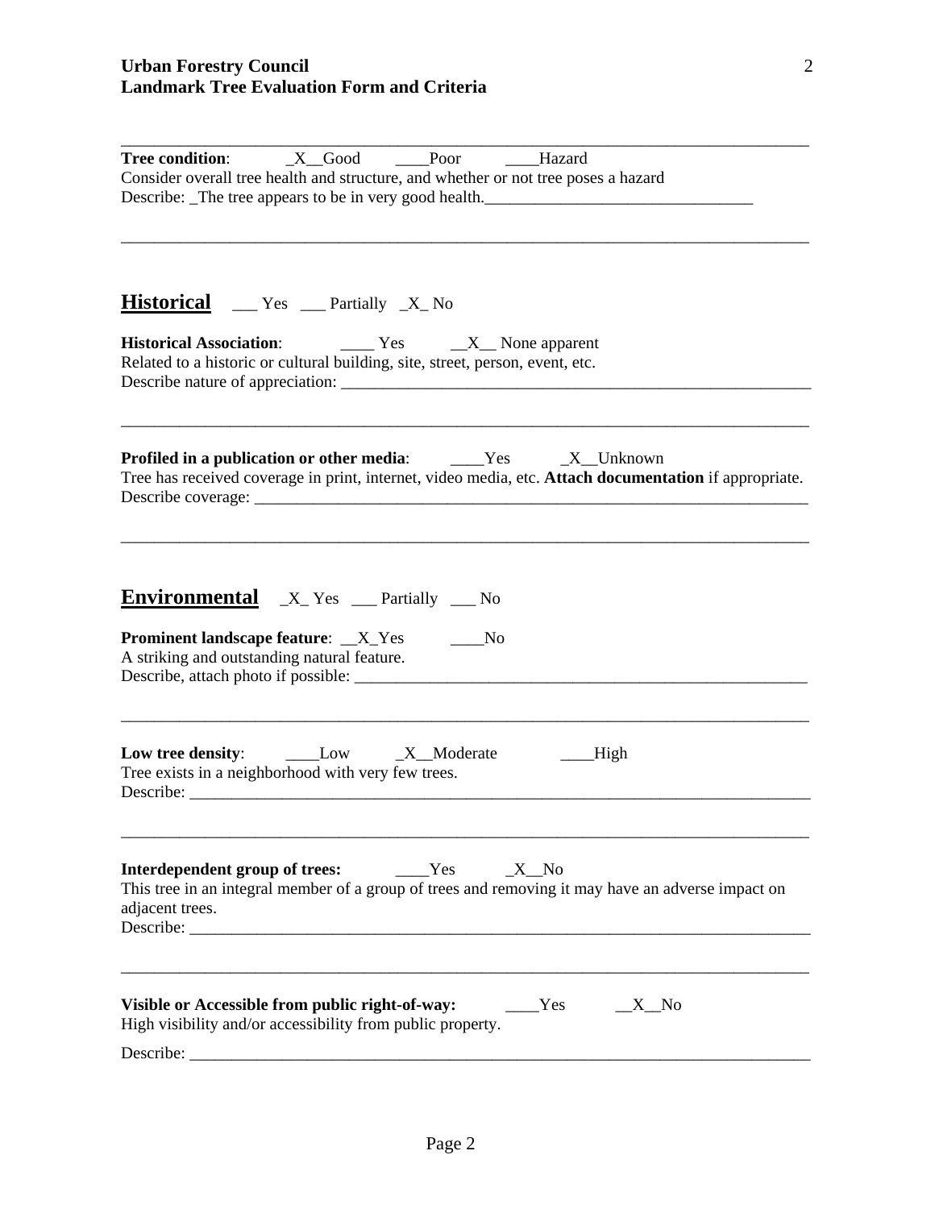**Tree condition**: _X__Good ____Poor ____Hazard
Consider overall tree health and structure, and whether or not tree poses a hazard
Describe: _The tree appears to be in very good health._______________________________

## Historical ___ Yes ___ Partially _X_ No

**Historical Association**: ____ Yes __X__ None apparent
Related to a historic or cultural building, site, street, person, event, etc.
Describe nature of appreciation: ___________________________________________________

**Profiled in a publication or other media**: ____Yes _X__Unknown
Tree has received coverage in print, internet, video media, etc. **Attach documentation** if appropriate.
Describe coverage: _________________________________________________________________

## Environmental _X_ Yes ___ Partially ___ No

**Prominent landscape feature**: __X_Yes ____No
A striking and outstanding natural feature.
Describe, attach photo if possible: ______________________________________________

**Low tree density**: ____Low _X__Moderate ____High
Tree exists in a neighborhood with very few trees.
Describe: ___________________________________________________________________________

**Interdependent group of trees:** ____Yes _X__No
This tree in an integral member of a group of trees and removing it may have an adverse impact on adjacent trees.
Describe: ___________________________________________________________________________

**Visible or Accessible from public right-of-way:** ____Yes __X__No
High visibility and/or accessibility from public property.

Describe: ___________________________________________________________________________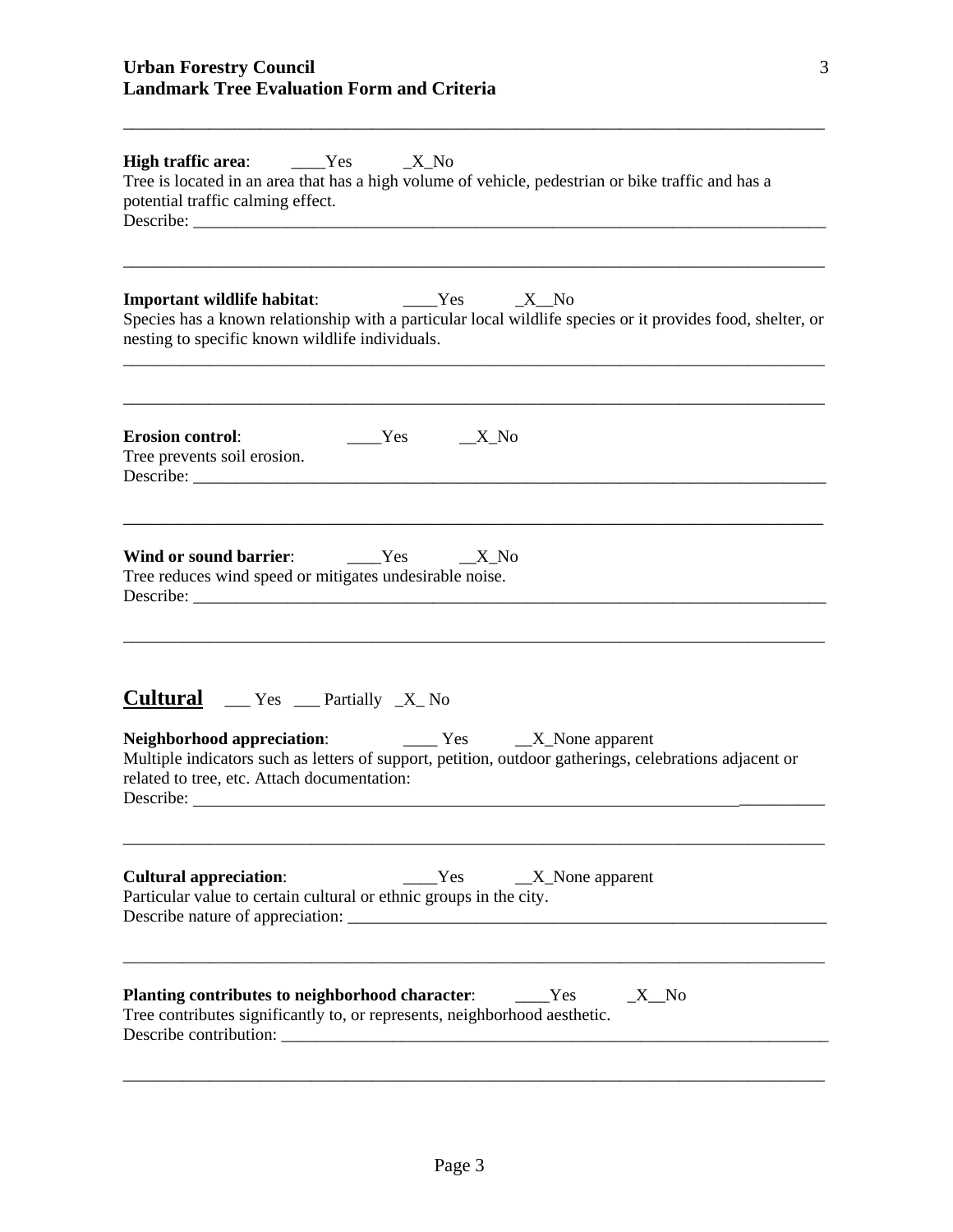**High traffic area**: ____Yes _X_No

Tree is located in an area that has a high volume of vehicle, pedestrian or bike traffic and has a potential traffic calming effect.

Describe: ___________________________________________________________________________

---

**Important wildlife habitat**: ____Yes _X__No

Species has a known relationship with a particular local wildlife species or it provides food, shelter, or nesting to specific known wildlife individuals.

---

**Erosion control**: ____Yes __X_No

Tree prevents soil erosion.

Describe: ___________________________________________________________________________

---

**Wind or sound barrier**: ____Yes __X_No

Tree reduces wind speed or mitigates undesirable noise.

Describe: ___________________________________________________________________________

---

## Cultural ___ Yes ___ Partially _X_ No

**Neighborhood appreciation**: ____ Yes __X_None apparent

Multiple indicators such as letters of support, petition, outdoor gatherings, celebrations adjacent or related to tree, etc. Attach documentation:

Describe: ___________________________________________________________________________

---

**Cultural appreciation**: ____Yes __X_None apparent

Particular value to certain cultural or ethnic groups in the city.

Describe nature of appreciation: _______________________________________________________

---

**Planting contributes to neighborhood character**: ____Yes _X__No

Tree contributes significantly to, or represents, neighborhood aesthetic.

Describe contribution: _____________________________________________________________

---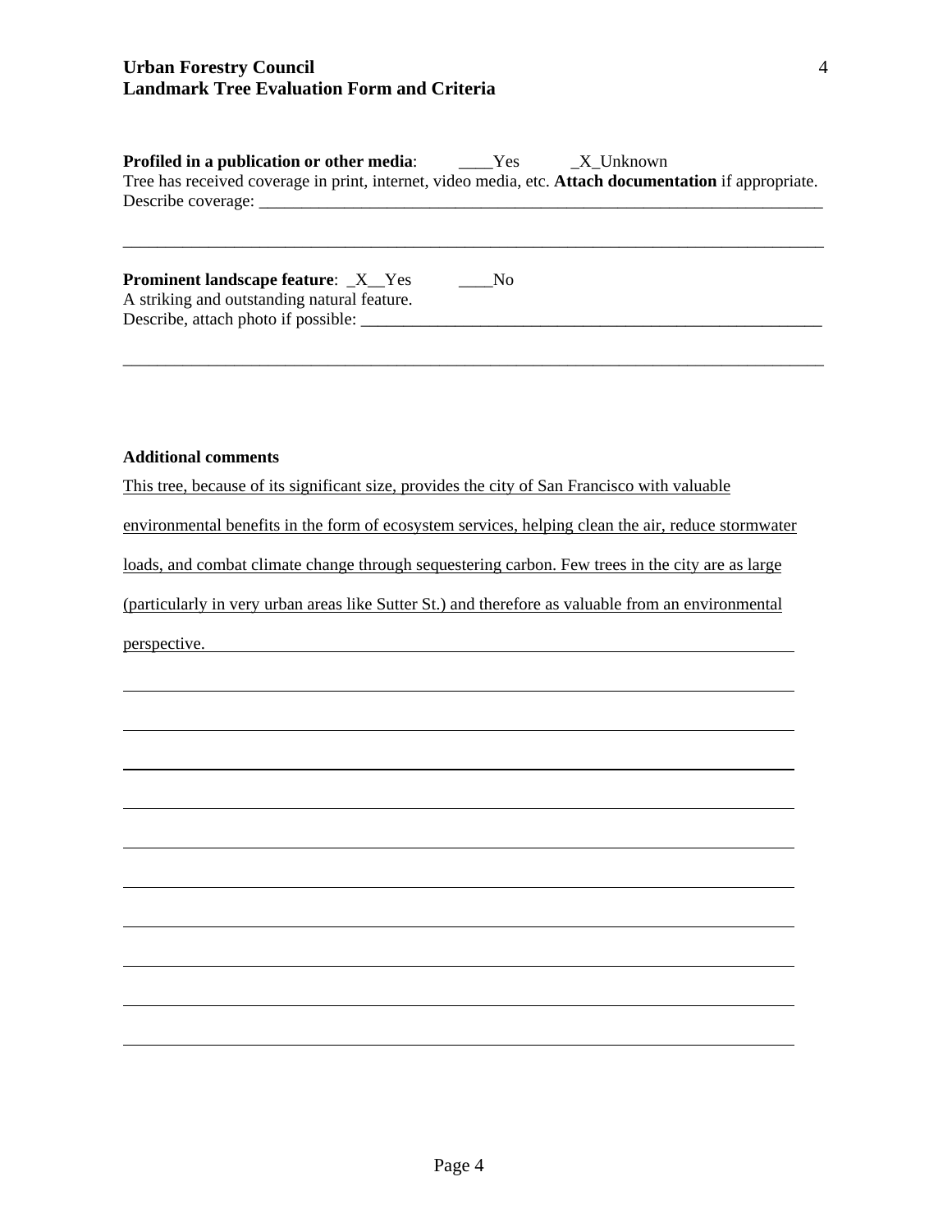**Profiled in a publication or other media**: ____Yes _X_Unknown

Tree has received coverage in print, internet, video media, etc. **Attach documentation** if appropriate.

Describe coverage: ___________________________________________________________________

_____________________________________________________________________________________

**Prominent landscape feature**: _X__Yes ____No

A striking and outstanding natural feature.

Describe, attach photo if possible: ______________________________________________________

_____________________________________________________________________________________

**Additional comments**

This tree, because of its significant size, provides the city of San Francisco with valuable environmental benefits in the form of ecosystem services, helping clean the air, reduce stormwater loads, and combat climate change through sequestering carbon. Few trees in the city are as large (particularly in very urban areas like Sutter St.) and therefore as valuable from an environmental perspective.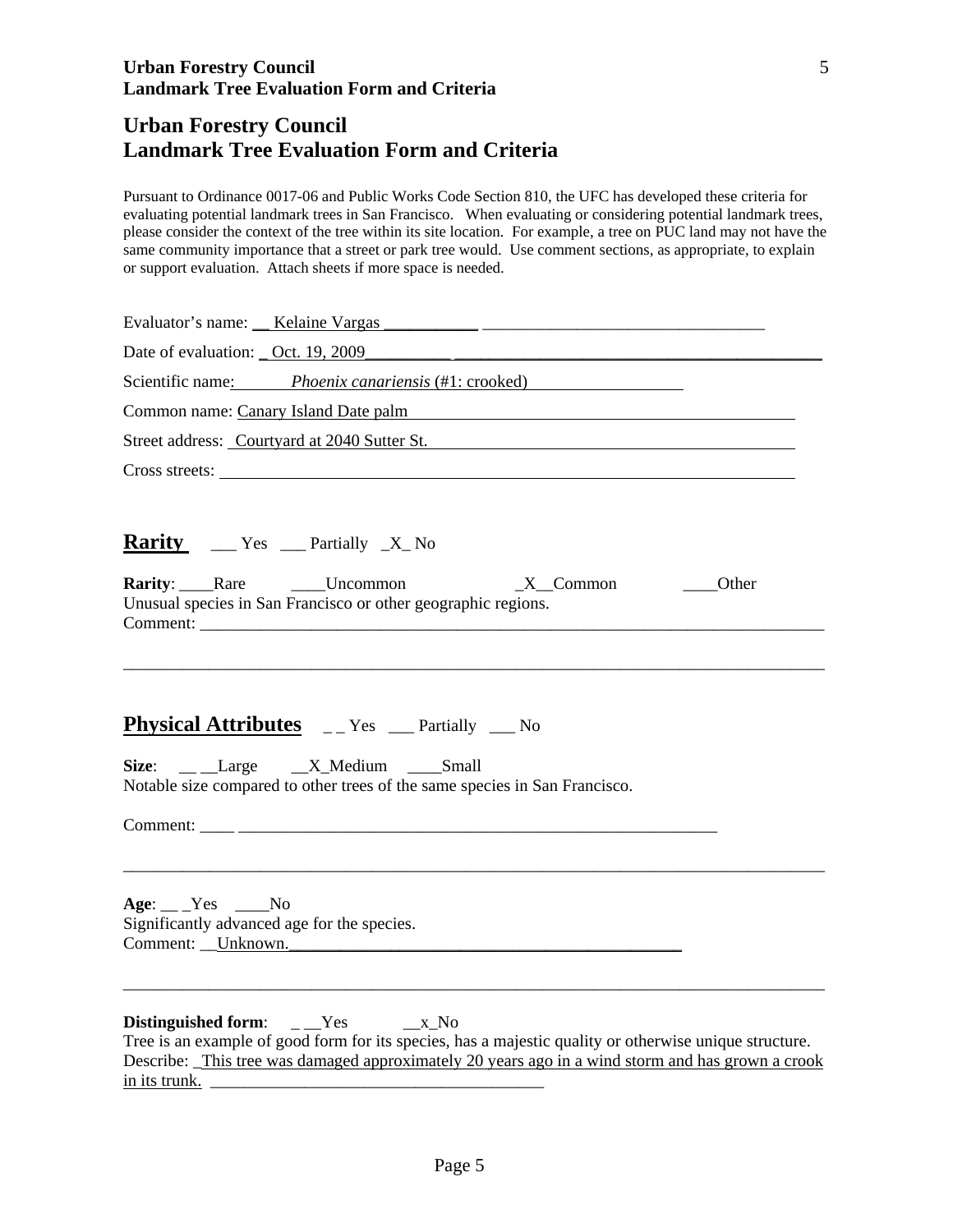# Urban Forestry Council
# Landmark Tree Evaluation Form and Criteria

Pursuant to Ordinance 0017-06 and Public Works Code Section 810, the UFC has developed these criteria for evaluating potential landmark trees in San Francisco. When evaluating or considering potential landmark trees, please consider the context of the tree within its site location. For example, a tree on PUC land may not have the same community importance that a street or park tree would. Use comment sections, as appropriate, to explain or support evaluation. Attach sheets if more space is needed.

Evaluator's name: __ Kelaine Vargas ___________ _________________________________

Date of evaluation: _ Oct. 19, 2009__________ ____________________________________________

Scientific name: *Phoenix canariensis* (#1: crooked)

Common name: Canary Island Date palm

Street address: Courtyard at 2040 Sutter St.

Cross streets:

## Rarity ___ Yes ___ Partially _X_ No

**Rarity**: ____Rare ____Uncommon _X__Common ____Other
Unusual species in San Francisco or other geographic regions.
Comment: ___________________________________________________________________________

_____________________________________________________________________________________

## Physical Attributes _ _ Yes ___ Partially ___ No

**Size**: __ __Large __X_Medium ____Small
Notable size compared to other trees of the same species in San Francisco.

Comment: ____ __________________________________________________________

_____________________________________________________________________________________

**Age**: __ _Yes ____No
Significantly advanced age for the species.
Comment: __Unknown.______________________________________________

_____________________________________________________________________________________

**Distinguished form**: _ __Yes __x_No
Tree is an example of good form for its species, has a majestic quality or otherwise unique structure.
Describe: _This tree was damaged approximately 20 years ago in a wind storm and has grown a crook in its trunk. ________________________________________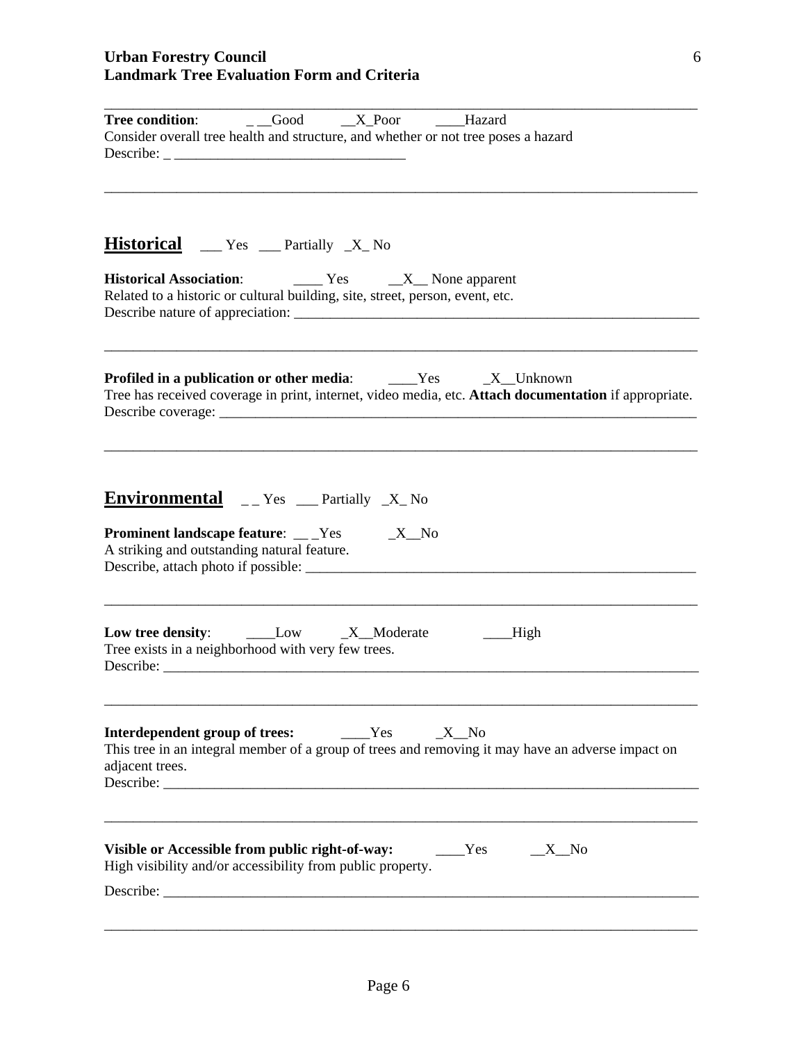**Tree condition**: _ __Good __X_Poor ____Hazard
Consider overall tree health and structure, and whether or not tree poses a hazard
Describe: _ _________________________________

---

## Historical ___ Yes ___ Partially _X_ No

**Historical Association**: ____ Yes __X__ None apparent
Related to a historic or cultural building, site, street, person, event, etc.
Describe nature of appreciation: ___________________________________________________________

---

**Profiled in a publication or other media**: ____Yes _X__Unknown
Tree has received coverage in print, internet, video media, etc. **Attach documentation** if appropriate.
Describe coverage: ______________________________________________________________________

---

## Environmental _ _ Yes ___ Partially _X_ No

**Prominent landscape feature**: __ _Yes _X__No
A striking and outstanding natural feature.
Describe, attach photo if possible: ________________________________________________________

---

**Low tree density**: ____Low _X__Moderate ____High
Tree exists in a neighborhood with very few trees.
Describe: _______________________________________________________________________________

---

**Interdependent group of trees:** ____Yes _X__No
This tree in an integral member of a group of trees and removing it may have an adverse impact on adjacent trees.
Describe: _______________________________________________________________________________

---

**Visible or Accessible from public right-of-way:** ____Yes __X__No
High visibility and/or accessibility from public property.

Describe: _______________________________________________________________________________

---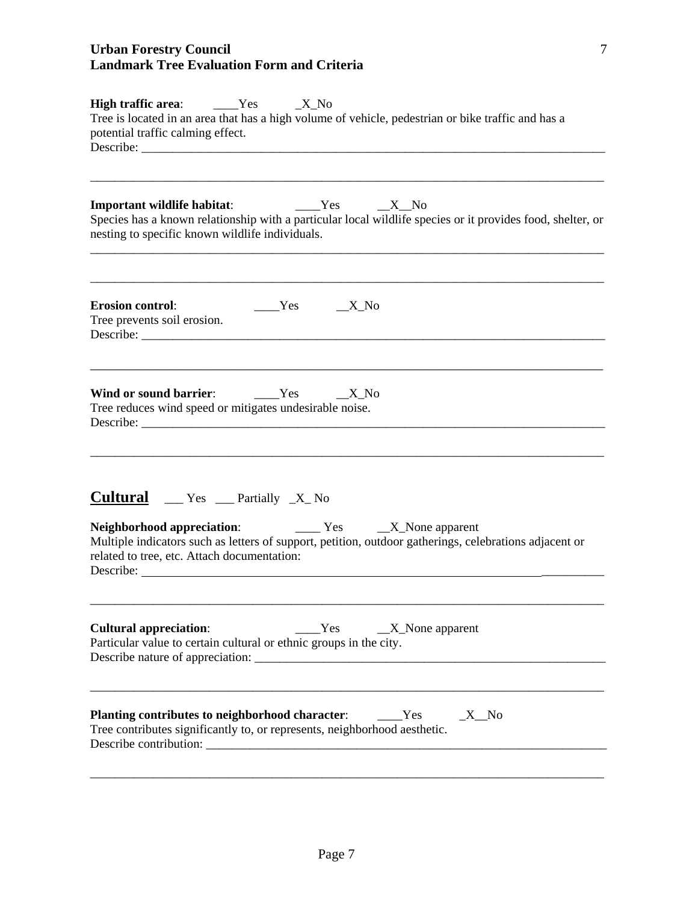**High traffic area**: ____Yes _X_No
Tree is located in an area that has a high volume of vehicle, pedestrian or bike traffic and has a potential traffic calming effect.
Describe: ________________________________________________________________________________

________________________________________________________________________________________

**Important wildlife habitat**: ____Yes __X__No
Species has a known relationship with a particular local wildlife species or it provides food, shelter, or nesting to specific known wildlife individuals.

________________________________________________________________________________________

________________________________________________________________________________________

**Erosion control**: ____Yes __X_No
Tree prevents soil erosion.
Describe: ________________________________________________________________________________

________________________________________________________________________________________

**Wind or sound barrier**: ____Yes __X_No
Tree reduces wind speed or mitigates undesirable noise.
Describe: ________________________________________________________________________________

________________________________________________________________________________________

## Cultural ___ Yes ___ Partially _X_ No

**Neighborhood appreciation**: ____ Yes __X_None apparent
Multiple indicators such as letters of support, petition, outdoor gatherings, celebrations adjacent or related to tree, etc. Attach documentation:
Describe: ________________________________________________________________________________

________________________________________________________________________________________

**Cultural appreciation**: ____Yes __X_None apparent
Particular value to certain cultural or ethnic groups in the city.
Describe nature of appreciation: __________________________________________________________

________________________________________________________________________________________

**Planting contributes to neighborhood character**: ____Yes _X__No
Tree contributes significantly to, or represents, neighborhood aesthetic.
Describe contribution: ____________________________________________________________________

________________________________________________________________________________________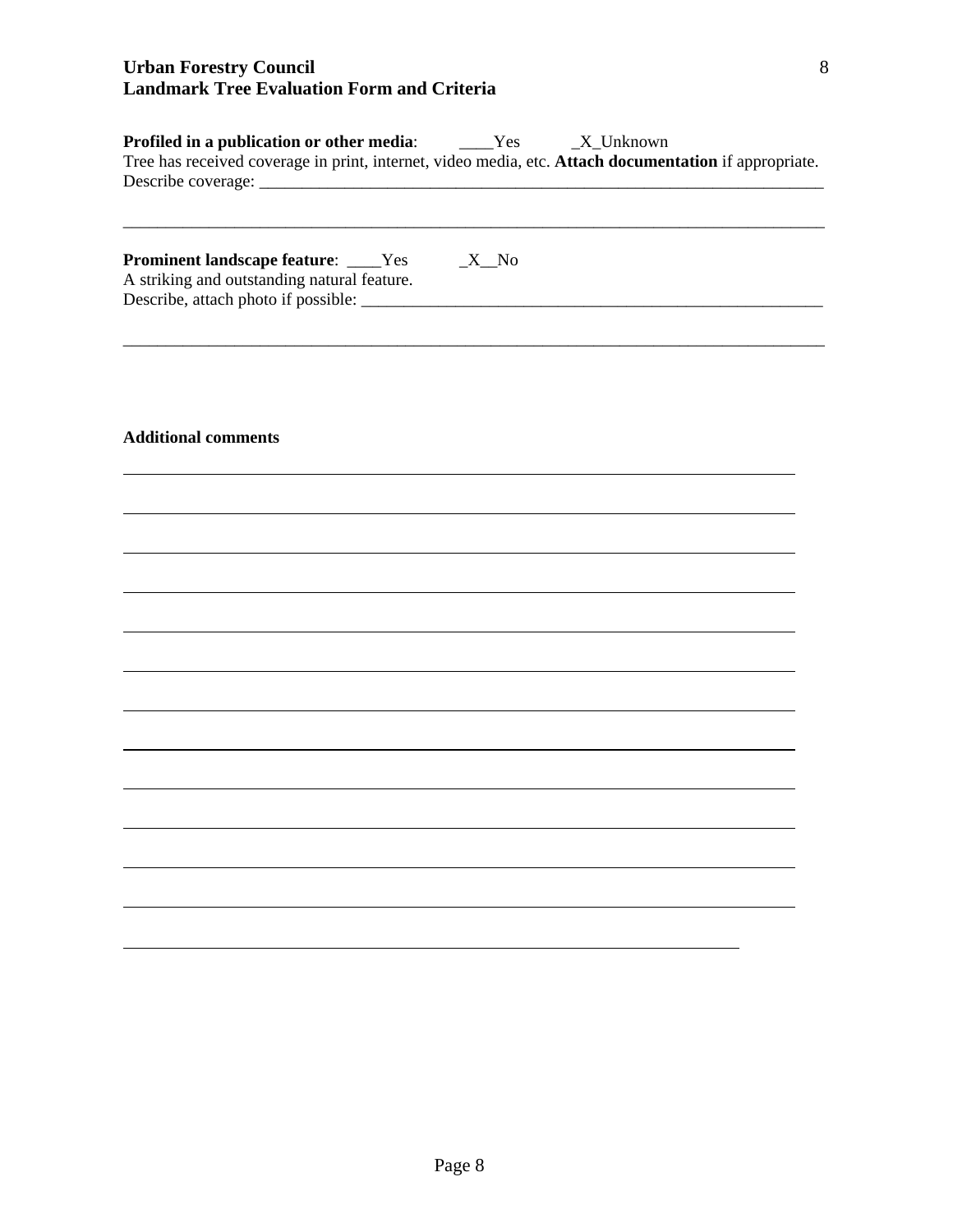**Profiled in a publication or other media**: ____Yes _X_Unknown
Tree has received coverage in print, internet, video media, etc. **Attach documentation** if appropriate.
Describe coverage: ___________________________________________________________________

_____________________________________________________________________________________

**Prominent landscape feature**: ____Yes _X__No
A striking and outstanding natural feature.
Describe, attach photo if possible: _____________________________________________________

_____________________________________________________________________________________

**Additional comments**

_____________________________________________________________________________________

_____________________________________________________________________________________

_____________________________________________________________________________________

_____________________________________________________________________________________

_____________________________________________________________________________________

_____________________________________________________________________________________

_____________________________________________________________________________________

_____________________________________________________________________________________

_____________________________________________________________________________________

_____________________________________________________________________________________

_____________________________________________________________________________________

_____________________________________________________________________________________

_____________________________________________________________________________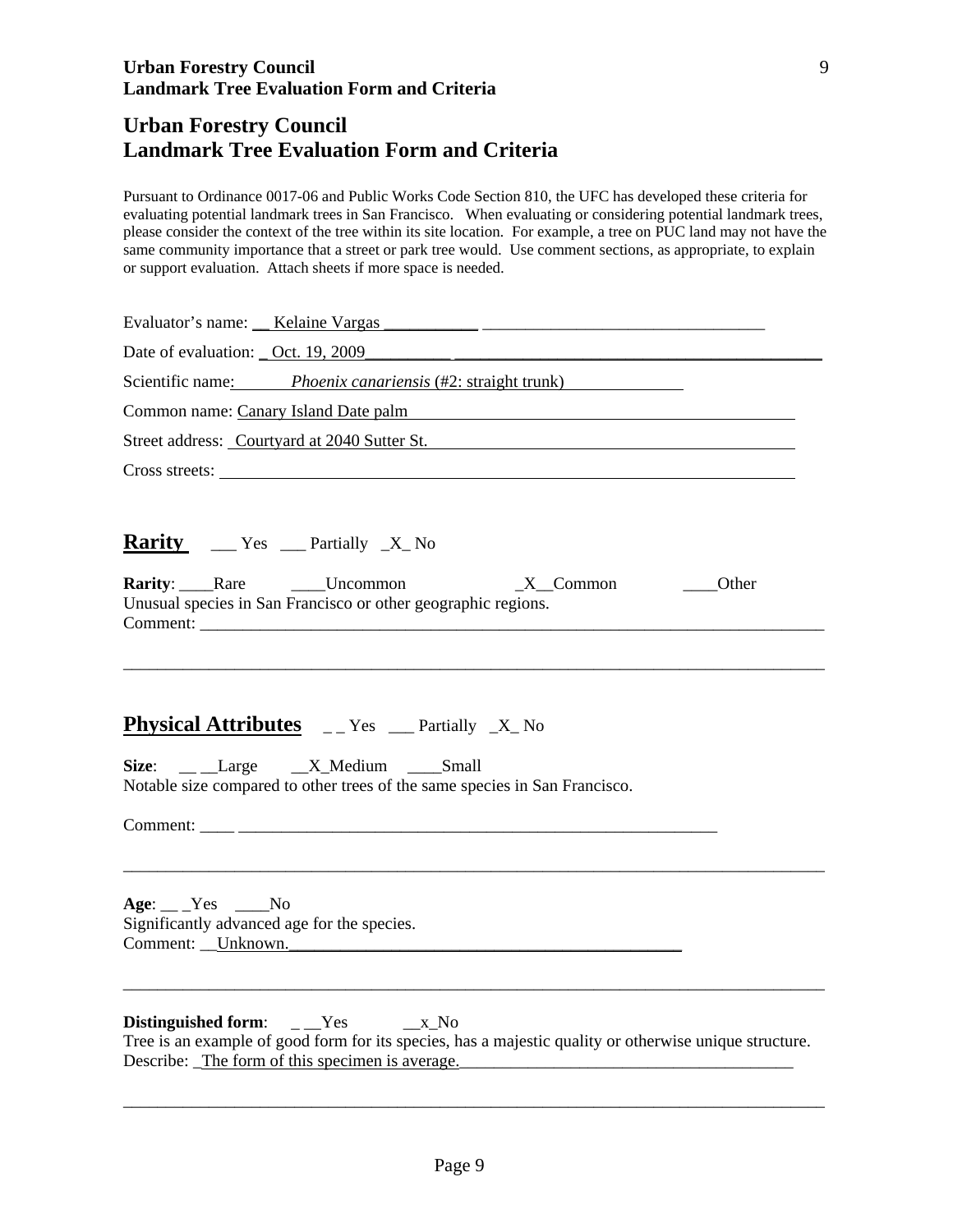# Urban Forestry Council
# Landmark Tree Evaluation Form and Criteria

Pursuant to Ordinance 0017-06 and Public Works Code Section 810, the UFC has developed these criteria for evaluating potential landmark trees in San Francisco. When evaluating or considering potential landmark trees, please consider the context of the tree within its site location. For example, a tree on PUC land may not have the same community importance that a street or park tree would. Use comment sections, as appropriate, to explain or support evaluation. Attach sheets if more space is needed.

Evaluator's name: __ Kelaine Vargas ___________ _________________________________

Date of evaluation: _ Oct. 19, 2009__________ ____________________________________________

Scientific name: *Phoenix canariensis* (#2: straight trunk)

Common name: Canary Island Date palm

Street address: Courtyard at 2040 Sutter St.

Cross streets:

## Rarity ___ Yes ___ Partially _X_ No

**Rarity**: ____Rare ____Uncommon _X__Common ____Other
Unusual species in San Francisco or other geographic regions.
Comment: ___________________________________________________________________________

_____________________________________________________________________________________

## Physical Attributes _ _ Yes ___ Partially _X_ No

**Size**: __ __Large __X_Medium ____Small
Notable size compared to other trees of the same species in San Francisco.

Comment: ____ ___________________________________________________________

_____________________________________________________________________________________

**Age**: __ _Yes ____No
Significantly advanced age for the species.
Comment: __Unknown._______________________________________________

_____________________________________________________________________________________

**Distinguished form**: _ __Yes __x_No
Tree is an example of good form for its species, has a majestic quality or otherwise unique structure.
Describe: _The form of this specimen is average.________________________________________

_____________________________________________________________________________________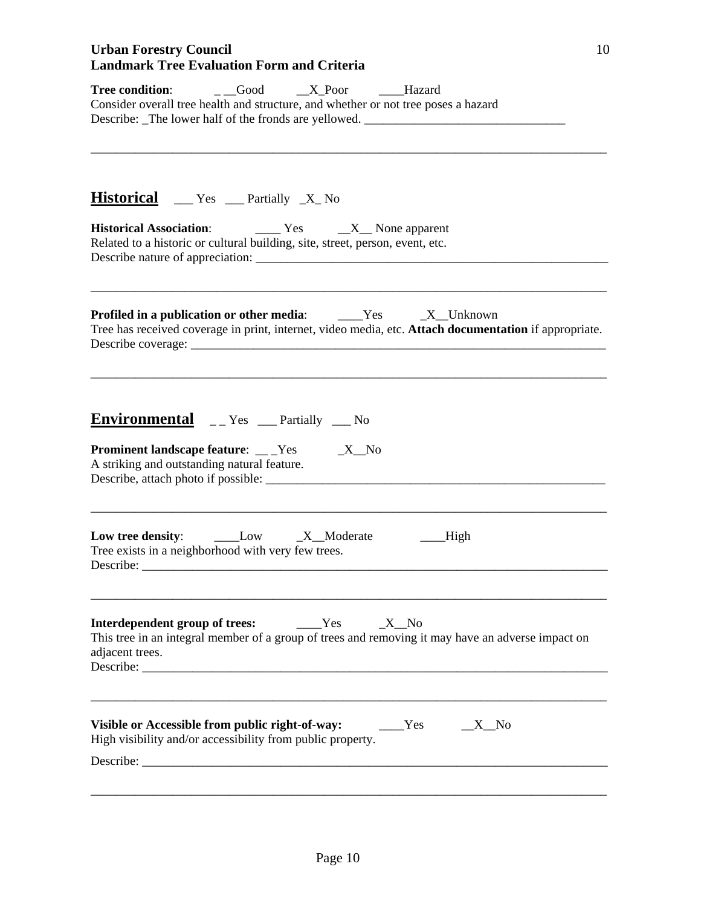**Urban Forestry Council**
**Landmark Tree Evaluation Form and Criteria**

**Tree condition**: _ __Good __X_Poor ____Hazard
Consider overall tree health and structure, and whether or not tree poses a hazard
Describe: _The lower half of the fronds are yellowed. _______________________________

_______________________________________________________________________________

## Historical ___ Yes ___ Partially _X_ No

**Historical Association**: ____ Yes __X__ None apparent
Related to a historic or cultural building, site, street, person, event, etc.
Describe nature of appreciation: ___________________________________________________

_______________________________________________________________________________

**Profiled in a publication or other media**: ____Yes _X__Unknown
Tree has received coverage in print, internet, video media, etc. **Attach documentation** if appropriate.
Describe coverage: _________________________________________________________________

_______________________________________________________________________________

## Environmental _ _ Yes ___ Partially ___ No

**Prominent landscape feature**: __ _Yes _X__No
A striking and outstanding natural feature.
Describe, attach photo if possible: ____________________________________________________

_______________________________________________________________________________

**Low tree density**: ____Low _X__Moderate ____High
Tree exists in a neighborhood with very few trees.
Describe: ______________________________________________________________________

_______________________________________________________________________________

**Interdependent group of trees:** ____Yes _X__No
This tree in an integral member of a group of trees and removing it may have an adverse impact on adjacent trees.
Describe: ______________________________________________________________________

_______________________________________________________________________________

**Visible or Accessible from public right-of-way:** ____Yes __X__No
High visibility and/or accessibility from public property.

Describe: ______________________________________________________________________

_______________________________________________________________________________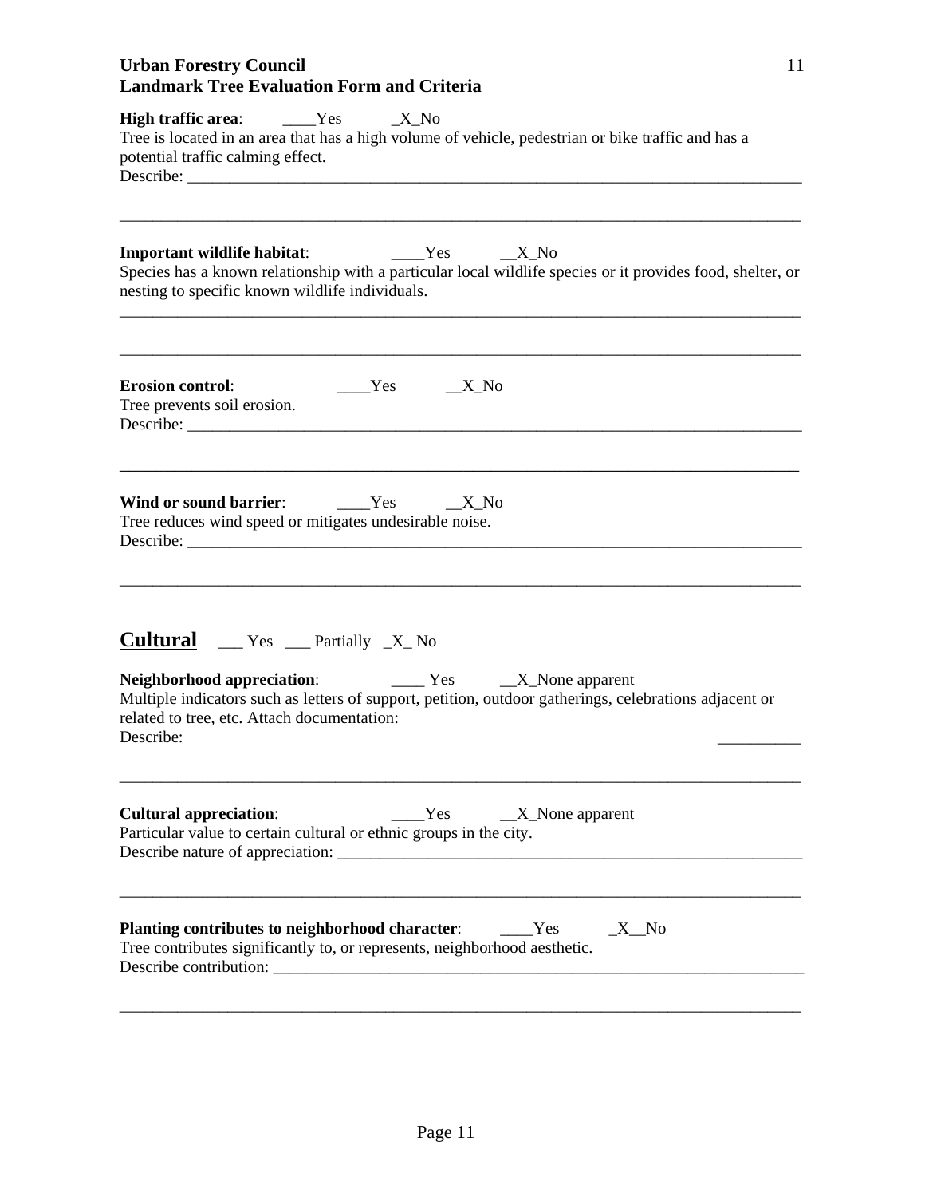**High traffic area**: ____Yes _X_No
Tree is located in an area that has a high volume of vehicle, pedestrian or bike traffic and has a potential traffic calming effect.
Describe: ___________________________________________________________________________

___________________________________________________________________________________

**Important wildlife habitat**: ____Yes __X_No
Species has a known relationship with a particular local wildlife species or it provides food, shelter, or nesting to specific known wildlife individuals.

___________________________________________________________________________________

___________________________________________________________________________________

**Erosion control**: ____Yes __X_No
Tree prevents soil erosion.
Describe: ___________________________________________________________________________

___________________________________________________________________________________

**Wind or sound barrier**: ____Yes __X_No
Tree reduces wind speed or mitigates undesirable noise.
Describe: ___________________________________________________________________________

___________________________________________________________________________________

## Cultural ___ Yes ___ Partially _X_ No

**Neighborhood appreciation**: ____ Yes __X_None apparent
Multiple indicators such as letters of support, petition, outdoor gatherings, celebrations adjacent or related to tree, etc. Attach documentation:
Describe: ___________________________________________________________________________

___________________________________________________________________________________

**Cultural appreciation**: ____Yes __X_None apparent
Particular value to certain cultural or ethnic groups in the city.
Describe nature of appreciation: ______________________________________________________

___________________________________________________________________________________

**Planting contributes to neighborhood character**: ____Yes _X__No
Tree contributes significantly to, or represents, neighborhood aesthetic.
Describe contribution: _____________________________________________________________

___________________________________________________________________________________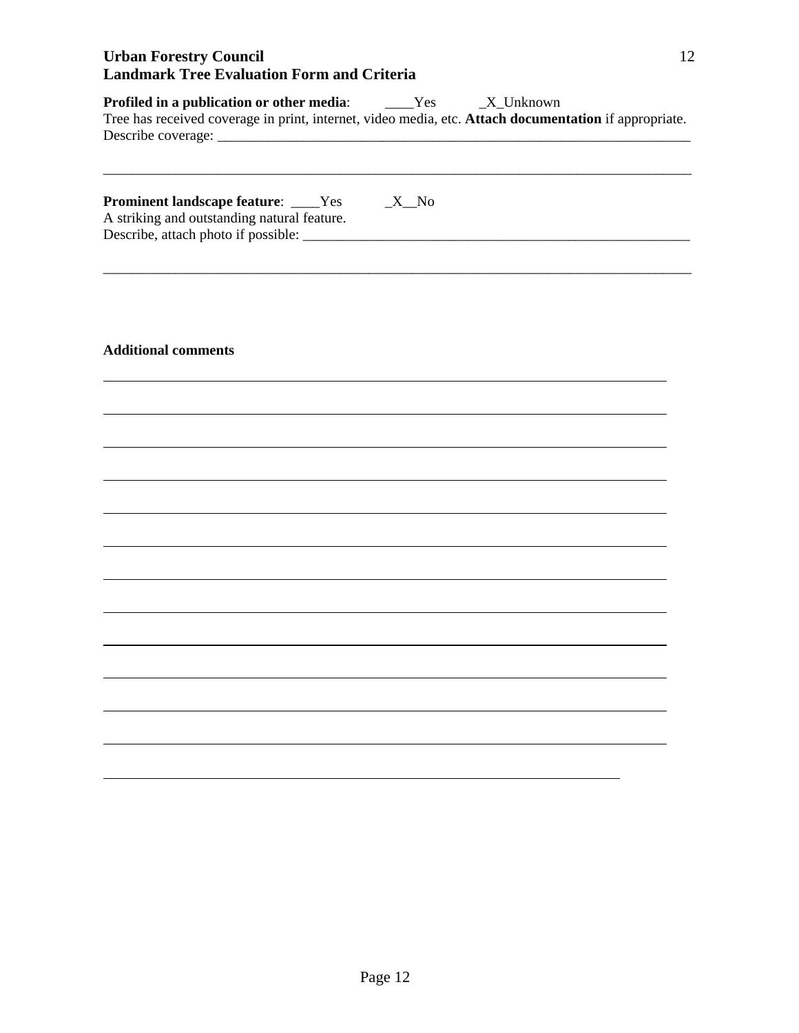**Profiled in a publication or other media**: ____Yes _X_Unknown

Tree has received coverage in print, internet, video media, etc. **Attach documentation** if appropriate.

Describe coverage: ______________________________________________________________________

_____________________________________________________________________________________

**Prominent landscape feature**: ____Yes _X__No

A striking and outstanding natural feature.

Describe, attach photo if possible: _______________________________________________________

_____________________________________________________________________________________

**Additional comments**